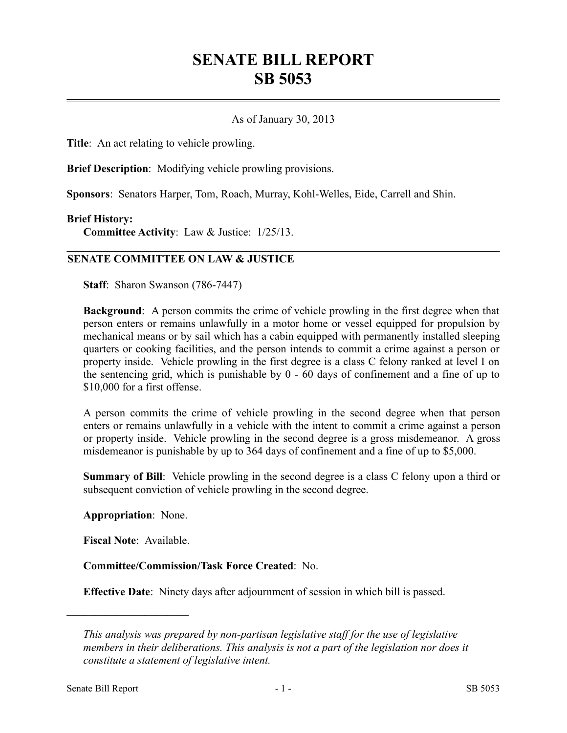# SENATE BILL REPORT
# SB 5053

---

As of January 30, 2013

**Title**: An act relating to vehicle prowling.

**Brief Description**: Modifying vehicle prowling provisions.

**Sponsors**: Senators Harper, Tom, Roach, Murray, Kohl-Welles, Eide, Carrell and Shin.

**Brief History:**

**Committee Activity**: Law & Justice: 1/25/13.

---

## SENATE COMMITTEE ON LAW & JUSTICE

**Staff**: Sharon Swanson (786-7447)

**Background**: A person commits the crime of vehicle prowling in the first degree when that person enters or remains unlawfully in a motor home or vessel equipped for propulsion by mechanical means or by sail which has a cabin equipped with permanently installed sleeping quarters or cooking facilities, and the person intends to commit a crime against a person or property inside. Vehicle prowling in the first degree is a class C felony ranked at level I on the sentencing grid, which is punishable by 0 - 60 days of confinement and a fine of up to $10,000 for a first offense.

A person commits the crime of vehicle prowling in the second degree when that person enters or remains unlawfully in a vehicle with the intent to commit a crime against a person or property inside. Vehicle prowling in the second degree is a gross misdemeanor. A gross misdemeanor is punishable by up to 364 days of confinement and a fine of up to $5,000.

**Summary of Bill**: Vehicle prowling in the second degree is a class C felony upon a third or subsequent conviction of vehicle prowling in the second degree.

**Appropriation**: None.

**Fiscal Note**: Available.

**Committee/Commission/Task Force Created**: No.

**Effective Date**: Ninety days after adjournment of session in which bill is passed.

---

*This analysis was prepared by non-partisan legislative staff for the use of legislative members in their deliberations. This analysis is not a part of the legislation nor does it constitute a statement of legislative intent.*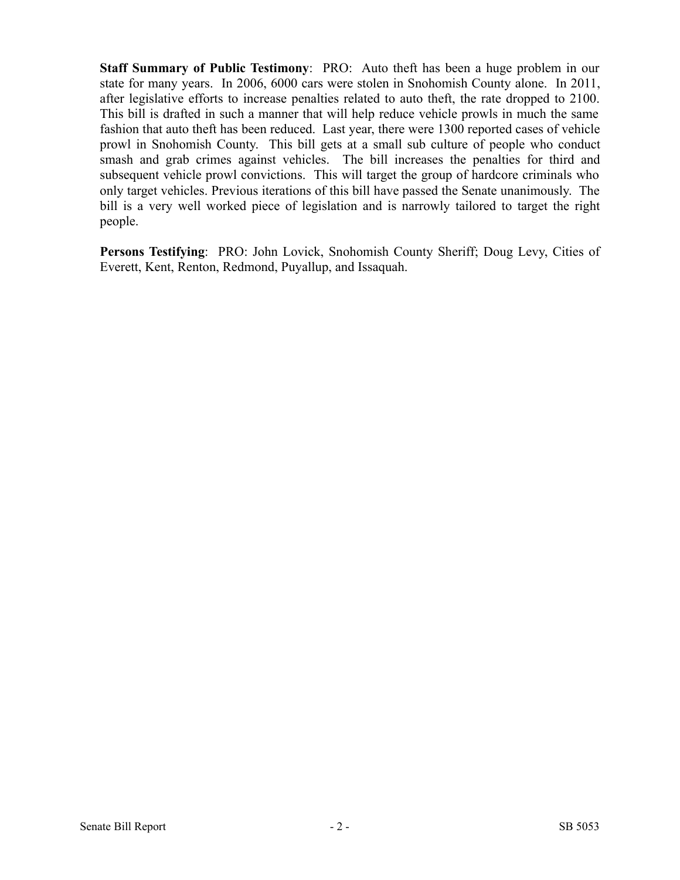**Staff Summary of Public Testimony**: PRO: Auto theft has been a huge problem in our state for many years. In 2006, 6000 cars were stolen in Snohomish County alone. In 2011, after legislative efforts to increase penalties related to auto theft, the rate dropped to 2100. This bill is drafted in such a manner that will help reduce vehicle prowls in much the same fashion that auto theft has been reduced. Last year, there were 1300 reported cases of vehicle prowl in Snohomish County. This bill gets at a small sub culture of people who conduct smash and grab crimes against vehicles. The bill increases the penalties for third and subsequent vehicle prowl convictions. This will target the group of hardcore criminals who only target vehicles. Previous iterations of this bill have passed the Senate unanimously. The bill is a very well worked piece of legislation and is narrowly tailored to target the right people.

**Persons Testifying**: PRO: John Lovick, Snohomish County Sheriff; Doug Levy, Cities of Everett, Kent, Renton, Redmond, Puyallup, and Issaquah.